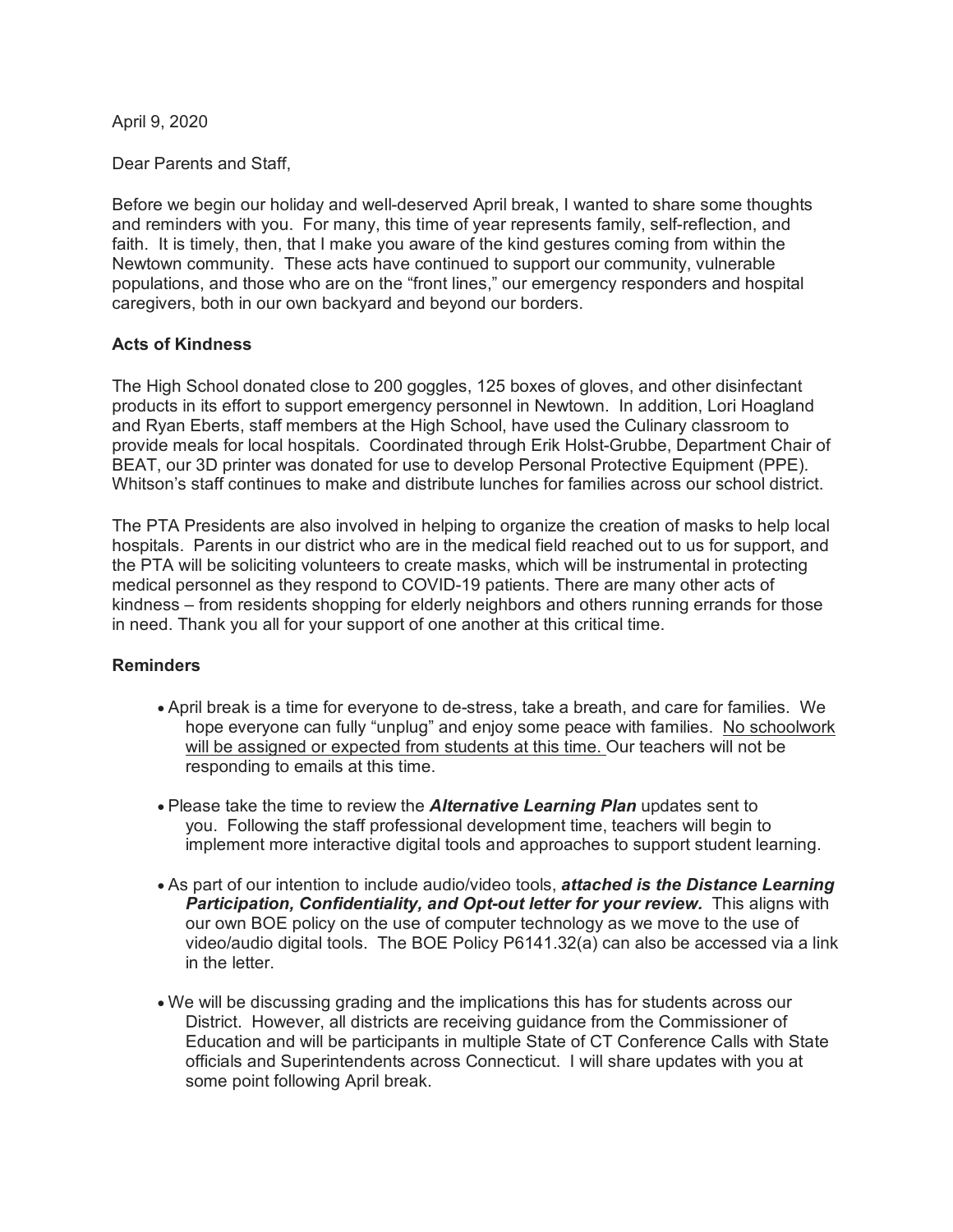April 9, 2020

Dear Parents and Staff,

Before we begin our holiday and well-deserved April break, I wanted to share some thoughts and reminders with you. For many, this time of year represents family, self-reflection, and faith. It is timely, then, that I make you aware of the kind gestures coming from within the Newtown community. These acts have continued to support our community, vulnerable populations, and those who are on the "front lines," our emergency responders and hospital caregivers, both in our own backyard and beyond our borders.

**Acts of Kindness**

The High School donated close to 200 goggles, 125 boxes of gloves, and other disinfectant products in its effort to support emergency personnel in Newtown. In addition, Lori Hoagland and Ryan Eberts, staff members at the High School, have used the Culinary classroom to provide meals for local hospitals. Coordinated through Erik Holst-Grubbe, Department Chair of BEAT, our 3D printer was donated for use to develop Personal Protective Equipment (PPE). Whitson's staff continues to make and distribute lunches for families across our school district.

The PTA Presidents are also involved in helping to organize the creation of masks to help local hospitals. Parents in our district who are in the medical field reached out to us for support, and the PTA will be soliciting volunteers to create masks, which will be instrumental in protecting medical personnel as they respond to COVID-19 patients. There are many other acts of kindness – from residents shopping for elderly neighbors and others running errands for those in need. Thank you all for your support of one another at this critical time.

**Reminders**

- April break is a time for everyone to de-stress, take a breath, and care for families. We hope everyone can fully "unplug" and enjoy some peace with families. <u>No schoolwork will be assigned or expected from students at this time.</u> Our teachers will not be responding to emails at this time.
- Please take the time to review the ***Alternative Learning Plan*** updates sent to you. Following the staff professional development time, teachers will begin to implement more interactive digital tools and approaches to support student learning.
- As part of our intention to include audio/video tools, ***attached is the Distance Learning Participation, Confidentiality, and Opt-out letter for your review.*** This aligns with our own BOE policy on the use of computer technology as we move to the use of video/audio digital tools. The BOE Policy P6141.32(a) can also be accessed via a link in the letter.
- We will be discussing grading and the implications this has for students across our District. However, all districts are receiving guidance from the Commissioner of Education and will be participants in multiple State of CT Conference Calls with State officials and Superintendents across Connecticut. I will share updates with you at some point following April break.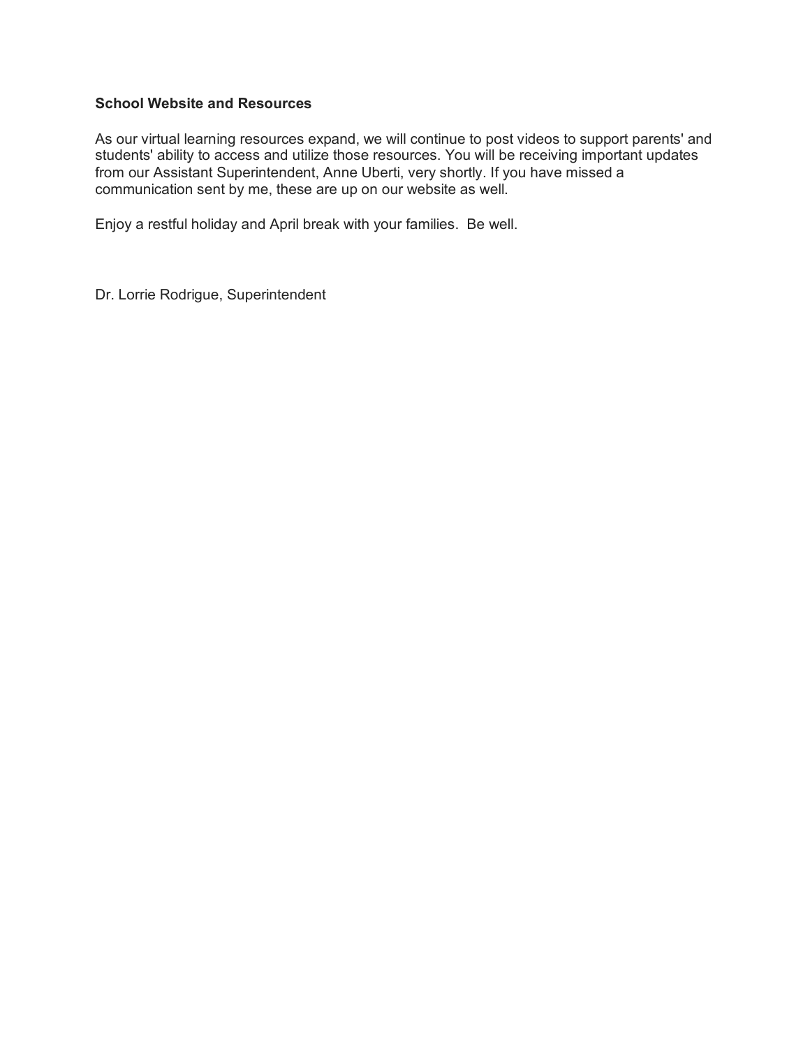**School Website and Resources**

As our virtual learning resources expand, we will continue to post videos to support parents' and students' ability to access and utilize those resources. You will be receiving important updates from our Assistant Superintendent, Anne Uberti, very shortly. If you have missed a communication sent by me, these are up on our website as well.

Enjoy a restful holiday and April break with your families.  Be well.

Dr. Lorrie Rodrigue, Superintendent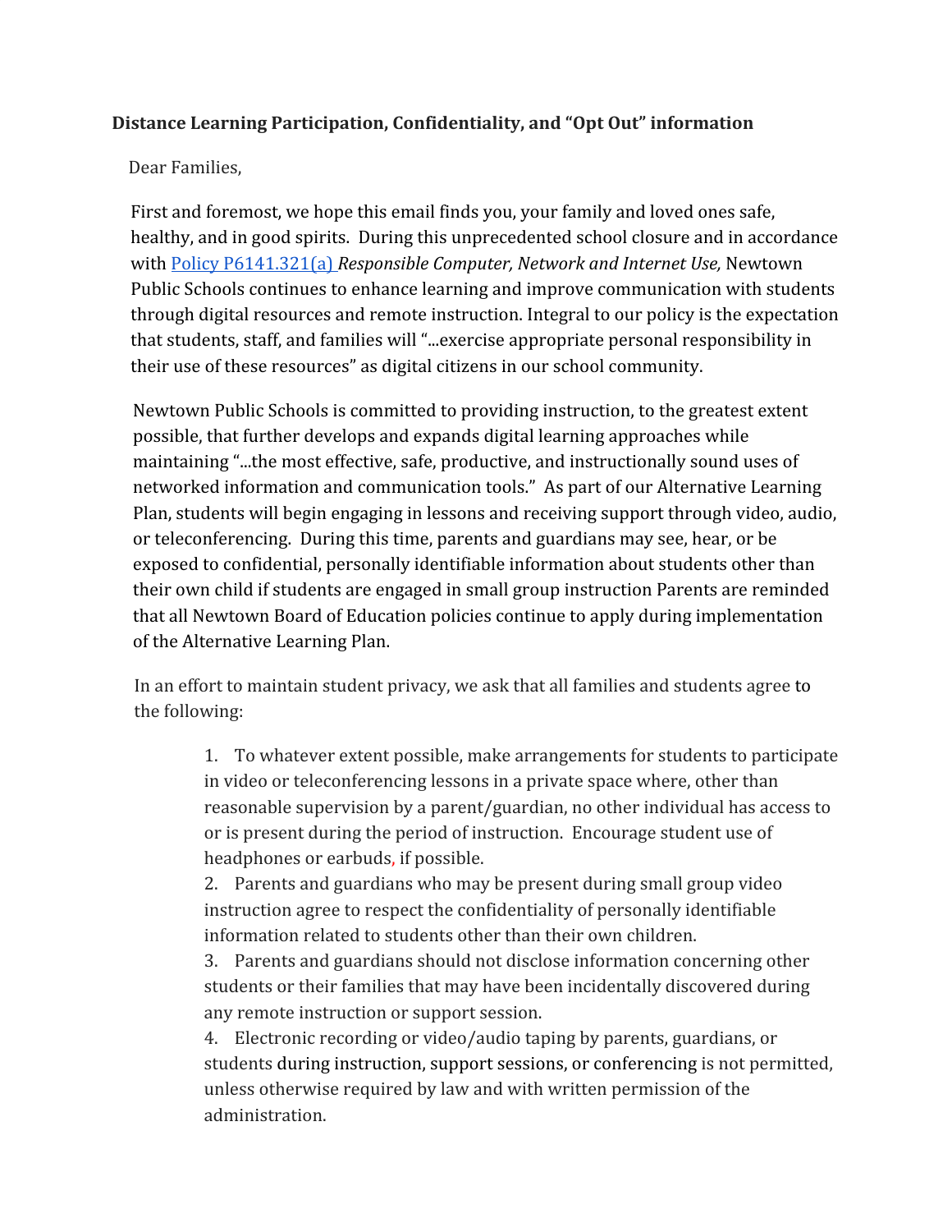**Distance Learning Participation, Confidentiality, and "Opt Out" information**

Dear Families,

First and foremost, we hope this email finds you, your family and loved ones safe, healthy, and in good spirits. During this unprecedented school closure and in accordance with [Policy P6141.321(a)](Policy P6141.321(a)) *Responsible Computer, Network and Internet Use,* Newtown Public Schools continues to enhance learning and improve communication with students through digital resources and remote instruction. Integral to our policy is the expectation that students, staff, and families will "...exercise appropriate personal responsibility in their use of these resources" as digital citizens in our school community.

Newtown Public Schools is committed to providing instruction, to the greatest extent possible, that further develops and expands digital learning approaches while maintaining "...the most effective, safe, productive, and instructionally sound uses of networked information and communication tools." As part of our Alternative Learning Plan, students will begin engaging in lessons and receiving support through video, audio, or teleconferencing. During this time, parents and guardians may see, hear, or be exposed to confidential, personally identifiable information about students other than their own child if students are engaged in small group instruction Parents are reminded that all Newtown Board of Education policies continue to apply during implementation of the Alternative Learning Plan.

In an effort to maintain student privacy, we ask that all families and students agree to the following:

1. To whatever extent possible, make arrangements for students to participate in video or teleconferencing lessons in a private space where, other than reasonable supervision by a parent/guardian, no other individual has access to or is present during the period of instruction. Encourage student use of headphones or earbuds, if possible.
2. Parents and guardians who may be present during small group video instruction agree to respect the confidentiality of personally identifiable information related to students other than their own children.
3. Parents and guardians should not disclose information concerning other students or their families that may have been incidentally discovered during any remote instruction or support session.
4. Electronic recording or video/audio taping by parents, guardians, or students during instruction, support sessions, or conferencing is not permitted, unless otherwise required by law and with written permission of the administration.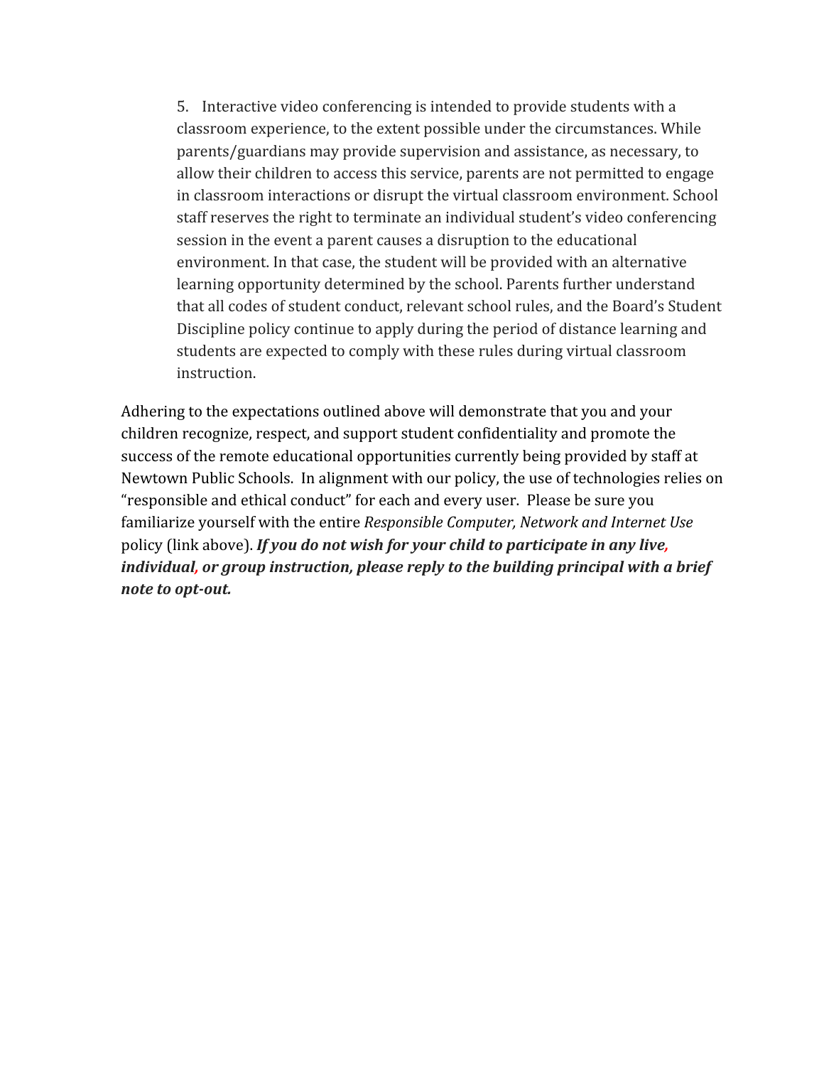5. Interactive video conferencing is intended to provide students with a classroom experience, to the extent possible under the circumstances. While parents/guardians may provide supervision and assistance, as necessary, to allow their children to access this service, parents are not permitted to engage in classroom interactions or disrupt the virtual classroom environment. School staff reserves the right to terminate an individual student's video conferencing session in the event a parent causes a disruption to the educational environment. In that case, the student will be provided with an alternative learning opportunity determined by the school. Parents further understand that all codes of student conduct, relevant school rules, and the Board's Student Discipline policy continue to apply during the period of distance learning and students are expected to comply with these rules during virtual classroom instruction.

Adhering to the expectations outlined above will demonstrate that you and your children recognize, respect, and support student confidentiality and promote the success of the remote educational opportunities currently being provided by staff at Newtown Public Schools. In alignment with our policy, the use of technologies relies on "responsible and ethical conduct" for each and every user. Please be sure you familiarize yourself with the entire *Responsible Computer, Network and Internet Use* policy (link above). ***If you do not wish for your child to participate in any live, individual, or group instruction, please reply to the building principal with a brief note to opt-out.***